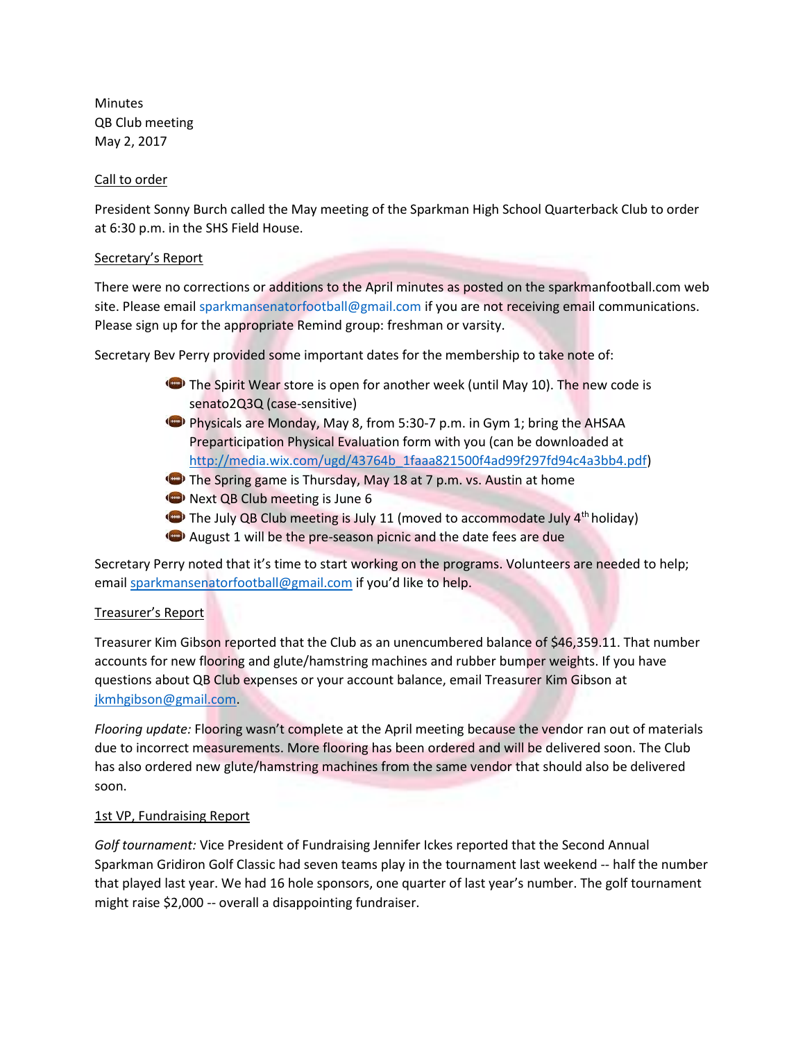Minutes
QB Club meeting
May 2, 2017

Call to order

President Sonny Burch called the May meeting of the Sparkman High School Quarterback Club to order at 6:30 p.m. in the SHS Field House.

Secretary's Report

There were no corrections or additions to the April minutes as posted on the sparkmanfootball.com web site. Please email sparkmansenatorfootball@gmail.com if you are not receiving email communications. Please sign up for the appropriate Remind group: freshman or varsity.

Secretary Bev Perry provided some important dates for the membership to take note of:

- The Spirit Wear store is open for another week (until May 10). The new code is senato2Q3Q (case-sensitive)
- Physicals are Monday, May 8, from 5:30-7 p.m. in Gym 1; bring the AHSAA Preparticipation Physical Evaluation form with you (can be downloaded at http://media.wix.com/ugd/43764b_1faaa821500f4ad99f297fd94c4a3bb4.pdf)
- The Spring game is Thursday, May 18 at 7 p.m. vs. Austin at home
- Next QB Club meeting is June 6
- The July QB Club meeting is July 11 (moved to accommodate July 4th holiday)
- August 1 will be the pre-season picnic and the date fees are due

Secretary Perry noted that it's time to start working on the programs. Volunteers are needed to help; email sparkmansenatorfootball@gmail.com if you'd like to help.

Treasurer's Report

Treasurer Kim Gibson reported that the Club as an unencumbered balance of $46,359.11. That number accounts for new flooring and glute/hamstring machines and rubber bumper weights. If you have questions about QB Club expenses or your account balance, email Treasurer Kim Gibson at jkmhgibson@gmail.com.

*Flooring update:* Flooring wasn't complete at the April meeting because the vendor ran out of materials due to incorrect measurements. More flooring has been ordered and will be delivered soon. The Club has also ordered new glute/hamstring machines from the same vendor that should also be delivered soon.

1st VP, Fundraising Report

*Golf tournament:* Vice President of Fundraising Jennifer Ickes reported that the Second Annual Sparkman Gridiron Golf Classic had seven teams play in the tournament last weekend -- half the number that played last year. We had 16 hole sponsors, one quarter of last year's number. The golf tournament might raise $2,000 -- overall a disappointing fundraiser.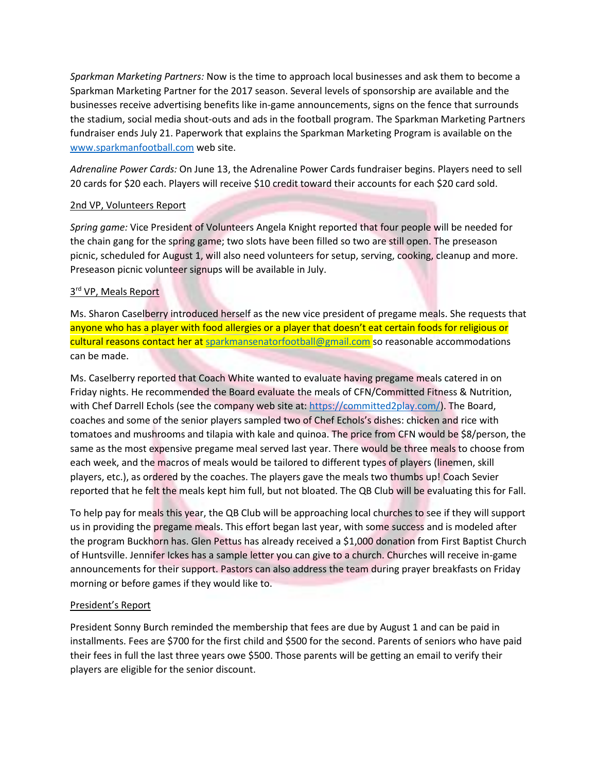*Sparkman Marketing Partners:* Now is the time to approach local businesses and ask them to become a Sparkman Marketing Partner for the 2017 season. Several levels of sponsorship are available and the businesses receive advertising benefits like in-game announcements, signs on the fence that surrounds the stadium, social media shout-outs and ads in the football program. The Sparkman Marketing Partners fundraiser ends July 21. Paperwork that explains the Sparkman Marketing Program is available on the www.sparkmanfootball.com web site.

*Adrenaline Power Cards:* On June 13, the Adrenaline Power Cards fundraiser begins. Players need to sell 20 cards for $20 each. Players will receive $10 credit toward their accounts for each $20 card sold.

<u>2nd VP, Volunteers Report</u>

*Spring game:* Vice President of Volunteers Angela Knight reported that four people will be needed for the chain gang for the spring game; two slots have been filled so two are still open. The preseason picnic, scheduled for August 1, will also need volunteers for setup, serving, cooking, cleanup and more. Preseason picnic volunteer signups will be available in July.

<u>3rd VP, Meals Report</u>

Ms. Sharon Caselberry introduced herself as the new vice president of pregame meals. She requests that anyone who has a player with food allergies or a player that doesn't eat certain foods for religious or cultural reasons contact her at sparkmansenatorfootball@gmail.com so reasonable accommodations can be made.

Ms. Caselberry reported that Coach White wanted to evaluate having pregame meals catered in on Friday nights. He recommended the Board evaluate the meals of CFN/Committed Fitness & Nutrition, with Chef Darrell Echols (see the company web site at: https://committed2play.com/). The Board, coaches and some of the senior players sampled two of Chef Echols's dishes: chicken and rice with tomatoes and mushrooms and tilapia with kale and quinoa. The price from CFN would be $8/person, the same as the most expensive pregame meal served last year. There would be three meals to choose from each week, and the macros of meals would be tailored to different types of players (linemen, skill players, etc.), as ordered by the coaches. The players gave the meals two thumbs up! Coach Sevier reported that he felt the meals kept him full, but not bloated. The QB Club will be evaluating this for Fall.

To help pay for meals this year, the QB Club will be approaching local churches to see if they will support us in providing the pregame meals. This effort began last year, with some success and is modeled after the program Buckhorn has. Glen Pettus has already received a $1,000 donation from First Baptist Church of Huntsville. Jennifer Ickes has a sample letter you can give to a church. Churches will receive in-game announcements for their support. Pastors can also address the team during prayer breakfasts on Friday morning or before games if they would like to.

<u>President's Report</u>

President Sonny Burch reminded the membership that fees are due by August 1 and can be paid in installments. Fees are $700 for the first child and $500 for the second. Parents of seniors who have paid their fees in full the last three years owe $500. Those parents will be getting an email to verify their players are eligible for the senior discount.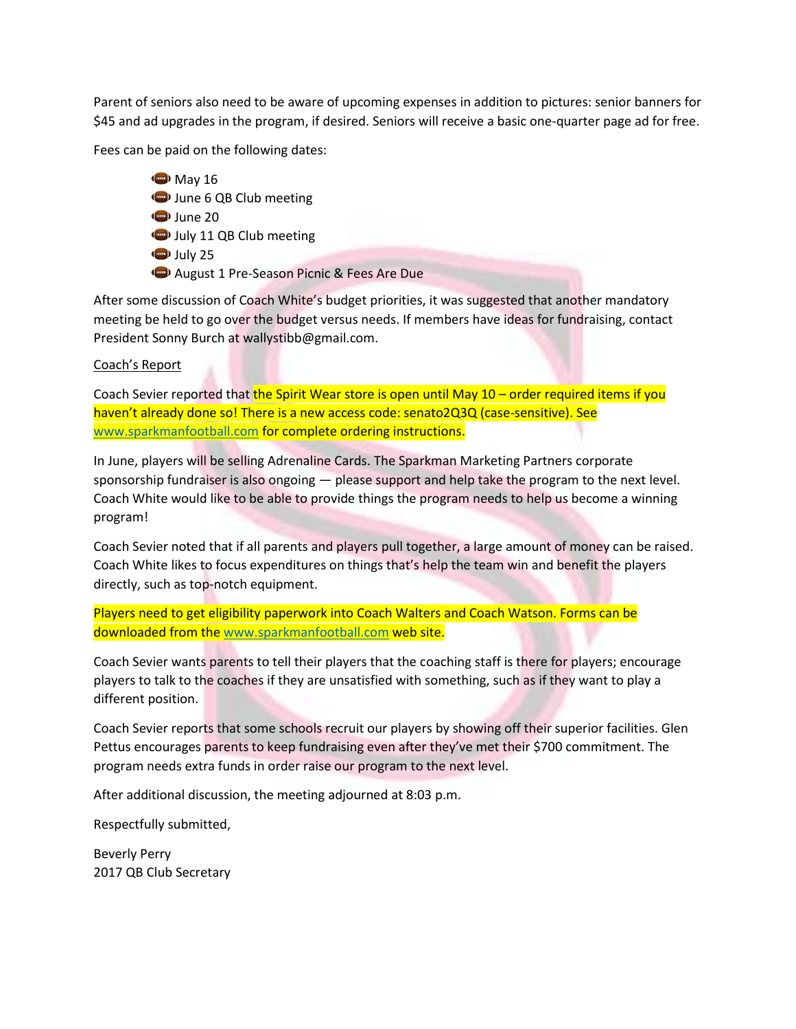Parent of seniors also need to be aware of upcoming expenses in addition to pictures: senior banners for $45 and ad upgrades in the program, if desired. Seniors will receive a basic one-quarter page ad for free.

Fees can be paid on the following dates:

- May 16
- June 6 QB Club meeting
- June 20
- July 11 QB Club meeting
- July 25
- August 1 Pre-Season Picnic & Fees Are Due

After some discussion of Coach White's budget priorities, it was suggested that another mandatory meeting be held to go over the budget versus needs. If members have ideas for fundraising, contact President Sonny Burch at wallystibb@gmail.com.

Coach's Report

Coach Sevier reported that the Spirit Wear store is open until May 10 – order required items if you haven't already done so! There is a new access code: senato2Q3Q (case-sensitive). See www.sparkmanfootball.com for complete ordering instructions.

In June, players will be selling Adrenaline Cards. The Sparkman Marketing Partners corporate sponsorship fundraiser is also ongoing — please support and help take the program to the next level. Coach White would like to be able to provide things the program needs to help us become a winning program!

Coach Sevier noted that if all parents and players pull together, a large amount of money can be raised. Coach White likes to focus expenditures on things that's help the team win and benefit the players directly, such as top-notch equipment.

Players need to get eligibility paperwork into Coach Walters and Coach Watson. Forms can be downloaded from the www.sparkmanfootball.com web site.

Coach Sevier wants parents to tell their players that the coaching staff is there for players; encourage players to talk to the coaches if they are unsatisfied with something, such as if they want to play a different position.

Coach Sevier reports that some schools recruit our players by showing off their superior facilities. Glen Pettus encourages parents to keep fundraising even after they've met their $700 commitment. The program needs extra funds in order raise our program to the next level.

After additional discussion, the meeting adjourned at 8:03 p.m.

Respectfully submitted,

Beverly Perry
2017 QB Club Secretary